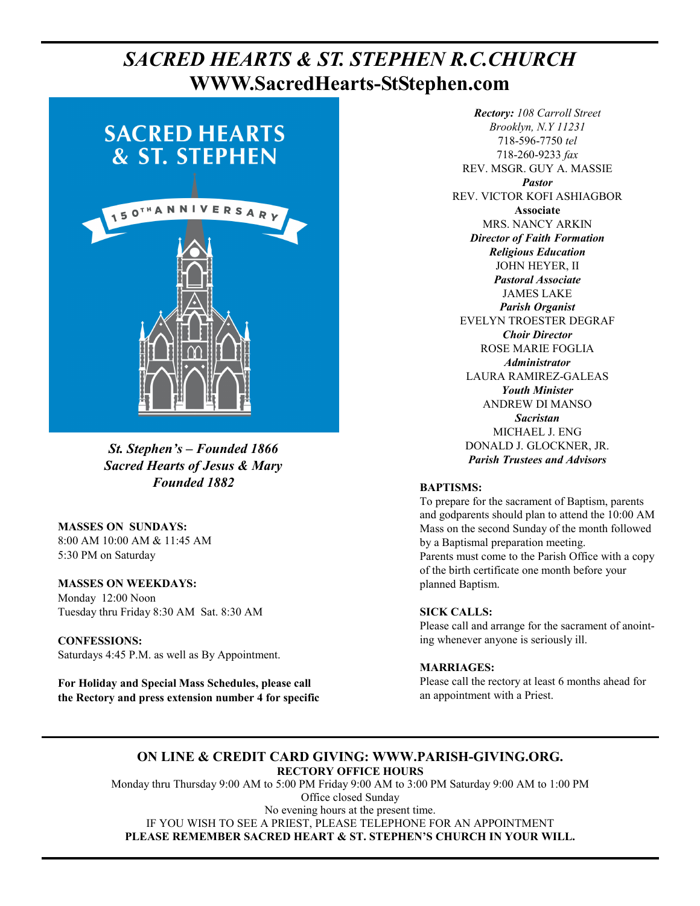# *SACRED HEARTS & ST. STEPHEN R.C.CHURCH*

## WWW.SacredHearts-StStephen.com

SACRED HEARTS & ST. STEPHEN

150TH ANNIVERSARY

***St. Stephen's – Founded 1866***
***Sacred Hearts of Jesus & Mary***
***Founded 1882***

**MASSES ON SUNDAYS:**
8:00 AM 10:00 AM & 11:45 AM
5:30 PM on Saturday

**MASSES ON WEEKDAYS:**
Monday 12:00 Noon
Tuesday thru Friday 8:30 AM Sat. 8:30 AM

**CONFESSIONS:**
Saturdays 4:45 P.M. as well as By Appointment.

**For Holiday and Special Mass Schedules, please call the Rectory and press extension number 4 for specific**

***Rectory:*** *108 Carroll Street*
*Brooklyn, N.Y 11231*
718-596-7750 *tel*
718-260-9233 *fax*

REV. MSGR. GUY A. MASSIE
***Pastor***

REV. VICTOR KOFI ASHIAGBOR
**Associate**

MRS. NANCY ARKIN
***Director of Faith Formation***
***Religious Education***

JOHN HEYER, II
***Pastoral Associate***

JAMES LAKE
***Parish Organist***

EVELYN TROESTER DEGRAF
***Choir Director***

ROSE MARIE FOGLIA
***Administrator***

LAURA RAMIREZ-GALEAS
***Youth Minister***

ANDREW DI MANSO
***Sacristan***

MICHAEL J. ENG
DONALD J. GLOCKNER, JR.
***Parish Trustees and Advisors***

**BAPTISMS:**
To prepare for the sacrament of Baptism, parents and godparents should plan to attend the 10:00 AM Mass on the second Sunday of the month followed by a Baptismal preparation meeting.
Parents must come to the Parish Office with a copy of the birth certificate one month before your planned Baptism.

**SICK CALLS:**
Please call and arrange for the sacrament of anointing whenever anyone is seriously ill.

**MARRIAGES:**
Please call the rectory at least 6 months ahead for an appointment with a Priest.

**ON LINE & CREDIT CARD GIVING: WWW.PARISH-GIVING.ORG.**

**RECTORY OFFICE HOURS**

Monday thru Thursday 9:00 AM to 5:00 PM Friday 9:00 AM to 3:00 PM Saturday 9:00 AM to 1:00 PM
Office closed Sunday
No evening hours at the present time.
IF YOU WISH TO SEE A PRIEST, PLEASE TELEPHONE FOR AN APPOINTMENT
**PLEASE REMEMBER SACRED HEART & ST. STEPHEN'S CHURCH IN YOUR WILL.**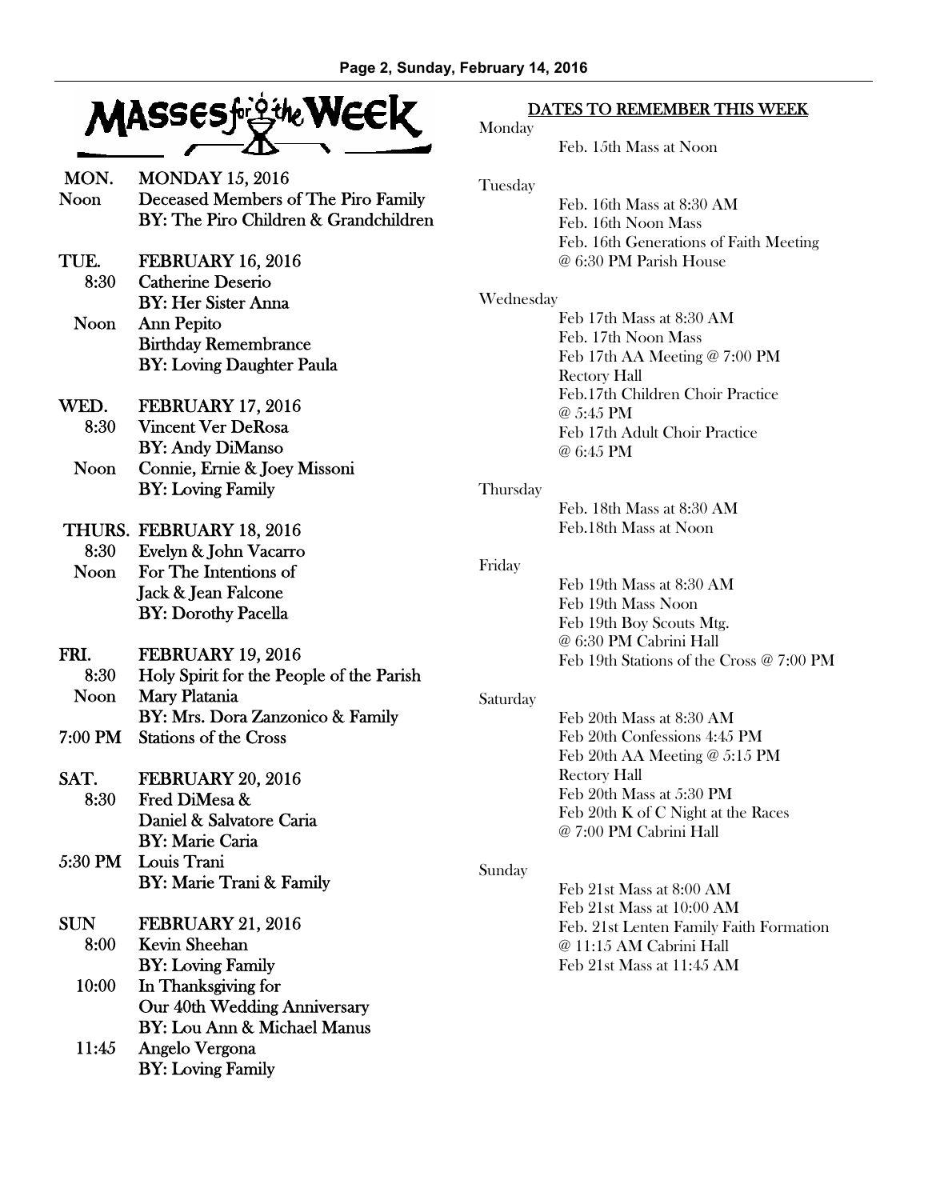# Masses for the Week

**MON.** **MONDAY 15, 2016**
**Noon** Deceased Members of The Piro Family
BY: The Piro Children & Grandchildren

**TUE.** **FEBRUARY 16, 2016**
**8:30** Catherine Deserio
BY: Her Sister Anna
**Noon** Ann Pepito
Birthday Remembrance
BY: Loving Daughter Paula

**WED.** **FEBRUARY 17, 2016**
**8:30** Vincent Ver DeRosa
BY: Andy DiManso
**Noon** Connie, Ernie & Joey Missoni
BY: Loving Family

**THURS.** **FEBRUARY 18, 2016**
**8:30** Evelyn & John Vacarro
**Noon** For The Intentions of
Jack & Jean Falcone
BY: Dorothy Pacella

**FRI.** **FEBRUARY 19, 2016**
**8:30** Holy Spirit for the People of the Parish
**Noon** Mary Platania
BY: Mrs. Dora Zanzonico & Family
**7:00 PM** Stations of the Cross

**SAT.** **FEBRUARY 20, 2016**
**8:30** Fred DiMesa &
Daniel & Salvatore Caria
BY: Marie Caria
**5:30 PM** Louis Trani
BY: Marie Trani & Family

**SUN** **FEBRUARY 21, 2016**
**8:00** Kevin Sheehan
BY: Loving Family
**10:00** In Thanksgiving for
Our 40th Wedding Anniversary
BY: Lou Ann & Michael Manus
**11:45** Angelo Vergona
BY: Loving Family

## DATES TO REMEMBER THIS WEEK

**Monday**
- Feb. 15th Mass at Noon

**Tuesday**
- Feb. 16th Mass at 8:30 AM
- Feb. 16th Noon Mass
- Feb. 16th Generations of Faith Meeting @ 6:30 PM Parish House

**Wednesday**
- Feb 17th Mass at 8:30 AM
- Feb. 17th Noon Mass
- Feb 17th AA Meeting @ 7:00 PM Rectory Hall
- Feb.17th Children Choir Practice @ 5:45 PM
- Feb 17th Adult Choir Practice @ 6:45 PM

**Thursday**
- Feb. 18th Mass at 8:30 AM
- Feb.18th Mass at Noon

**Friday**
- Feb 19th Mass at 8:30 AM
- Feb 19th Mass Noon
- Feb 19th Boy Scouts Mtg. @ 6:30 PM Cabrini Hall
- Feb 19th Stations of the Cross @ 7:00 PM

**Saturday**
- Feb 20th Mass at 8:30 AM
- Feb 20th Confessions 4:45 PM
- Feb 20th AA Meeting @ 5:15 PM Rectory Hall
- Feb 20th Mass at 5:30 PM
- Feb 20th K of C Night at the Races @ 7:00 PM Cabrini Hall

**Sunday**
- Feb 21st Mass at 8:00 AM
- Feb 21st Mass at 10:00 AM
- Feb. 21st Lenten Family Faith Formation @ 11:15 AM Cabrini Hall
- Feb 21st Mass at 11:45 AM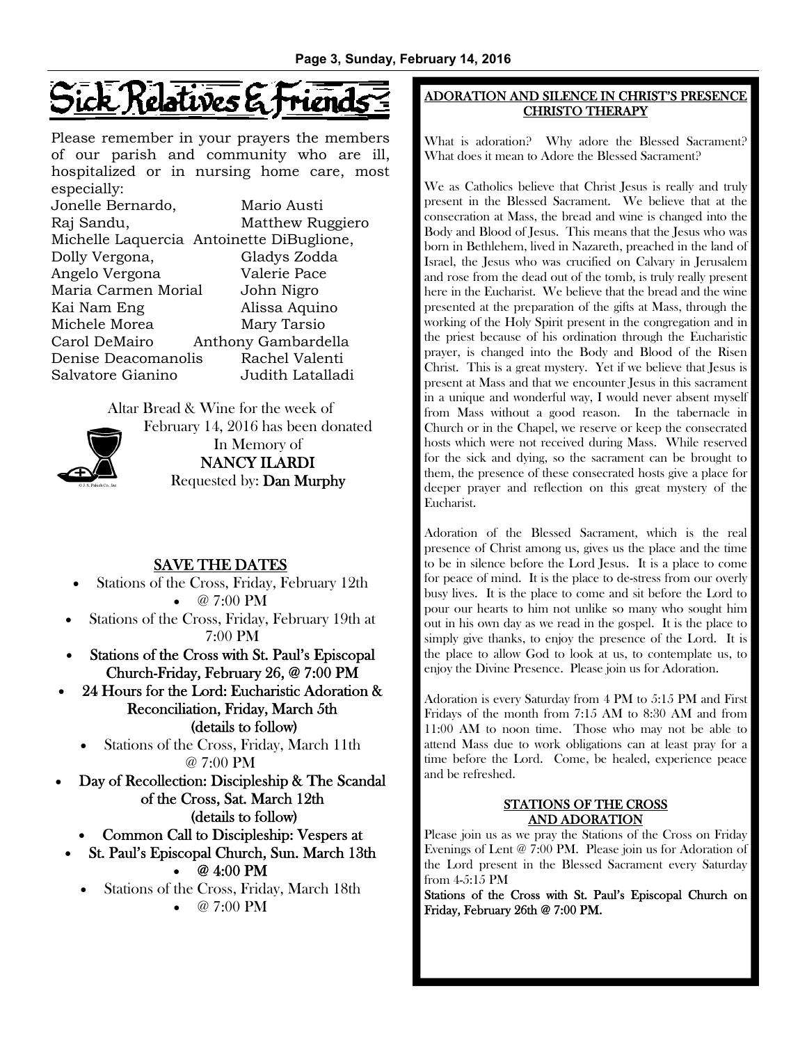# Sick Relatives & Friends

Please remember in your prayers the members of our parish and community who are ill, hospitalized or in nursing home care, most especially:

Jonelle Bernardo, Mario Austi
Raj Sandu, Matthew Ruggiero
Michelle Laquercia Antoinette DiBuglione,
Dolly Vergona, Gladys Zodda
Angelo Vergona Valerie Pace
Maria Carmen Morial John Nigro
Kai Nam Eng Alissa Aquino
Michele Morea Mary Tarsio
Carol DeMairo Anthony Gambardella
Denise Deacomanolis Rachel Valenti
Salvatore Gianino Judith Latalladi

Altar Bread & Wine for the week of February 14, 2016 has been donated In Memory of
**NANCY ILARDI**
Requested by: **Dan Murphy**

## SAVE THE DATES

- Stations of the Cross, Friday, February 12th
- @ 7:00 PM
- Stations of the Cross, Friday, February 19th at 7:00 PM
- **Stations of the Cross with St. Paul's Episcopal Church-Friday, February 26, @ 7:00 PM**
- **24 Hours for the Lord: Eucharistic Adoration & Reconciliation, Friday, March 5th (details to follow)**
- Stations of the Cross, Friday, March 11th @ 7:00 PM
- **Day of Recollection: Discipleship & The Scandal of the Cross, Sat. March 12th (details to follow)**
- **Common Call to Discipleship: Vespers at**
- **St. Paul's Episcopal Church, Sun. March 13th**
- **@ 4:00 PM**
- Stations of the Cross, Friday, March 18th
- @ 7:00 PM

## ADORATION AND SILENCE IN CHRIST'S PRESENCE CHRISTO THERAPY

What is adoration? Why adore the Blessed Sacrament? What does it mean to Adore the Blessed Sacrament?

We as Catholics believe that Christ Jesus is really and truly present in the Blessed Sacrament. We believe that at the consecration at Mass, the bread and wine is changed into the Body and Blood of Jesus. This means that the Jesus who was born in Bethlehem, lived in Nazareth, preached in the land of Israel, the Jesus who was crucified on Calvary in Jerusalem and rose from the dead out of the tomb, is truly really present here in the Eucharist. We believe that the bread and the wine presented at the preparation of the gifts at Mass, through the working of the Holy Spirit present in the congregation and in the priest because of his ordination through the Eucharistic prayer, is changed into the Body and Blood of the Risen Christ. This is a great mystery. Yet if we believe that Jesus is present at Mass and that we encounter Jesus in this sacrament in a unique and wonderful way, I would never absent myself from Mass without a good reason. In the tabernacle in Church or in the Chapel, we reserve or keep the consecrated hosts which were not received during Mass. While reserved for the sick and dying, so the sacrament can be brought to them, the presence of these consecrated hosts give a place for deeper prayer and reflection on this great mystery of the Eucharist.

Adoration of the Blessed Sacrament, which is the real presence of Christ among us, gives us the place and the time to be in silence before the Lord Jesus. It is a place to come for peace of mind. It is the place to de-stress from our overly busy lives. It is the place to come and sit before the Lord to pour our hearts to him not unlike so many who sought him out in his own day as we read in the gospel. It is the place to simply give thanks, to enjoy the presence of the Lord. It is the place to allow God to look at us, to contemplate us, to enjoy the Divine Presence. Please join us for Adoration.

Adoration is every Saturday from 4 PM to 5:15 PM and First Fridays of the month from 7:15 AM to 8:30 AM and from 11:00 AM to noon time. Those who may not be able to attend Mass due to work obligations can at least pray for a time before the Lord. Come, be healed, experience peace and be refreshed.

### STATIONS OF THE CROSS AND ADORATION

Please join us as we pray the Stations of the Cross on Friday Evenings of Lent @ 7:00 PM. Please join us for Adoration of the Lord present in the Blessed Sacrament every Saturday from 4-5:15 PM

**Stations of the Cross with St. Paul's Episcopal Church on Friday, February 26th @ 7:00 PM.**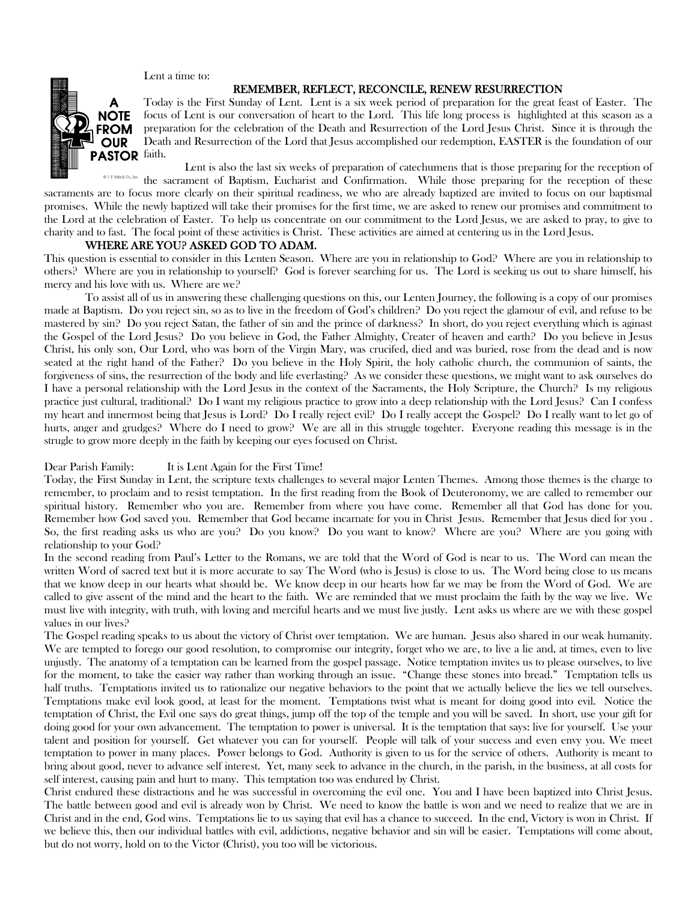Lent a time to:

## REMEMBER, REFLECT, RECONCILE, RENEW RESURRECTION

A NOTE FROM OUR PASTOR

Today is the First Sunday of Lent. Lent is a six week period of preparation for the great feast of Easter. The focus of Lent is our conversation of heart to the Lord. This life long process is highlighted at this season as a preparation for the celebration of the Death and Resurrection of the Lord Jesus Christ. Since it is through the Death and Resurrection of the Lord that Jesus accomplished our redemption, EASTER is the foundation of our faith.

Lent is also the last six weeks of preparation of catechumens that is those preparing for the reception of the sacrament of Baptism, Eucharist and Confirmation. While those preparing for the reception of these sacraments are to focus more clearly on their spiritual readiness, we who are already baptized are invited to focus on our baptismal promises. While the newly baptized will take their promises for the first time, we are asked to renew our promises and commitment to the Lord at the celebration of Easter. To help us concentrate on our commitment to the Lord Jesus, we are asked to pray, to give to charity and to fast. The focal point of these activities is Christ. These activities are aimed at centering us in the Lord Jesus.

## WHERE ARE YOU? ASKED GOD TO ADAM.

This question is essential to consider in this Lenten Season. Where are you in relationship to God? Where are you in relationship to others? Where are you in relationship to yourself? God is forever searching for us. The Lord is seeking us out to share himself, his mercy and his love with us. Where are we?

To assist all of us in answering these challenging questions on this, our Lenten Journey, the following is a copy of our promises made at Baptism. Do you reject sin, so as to live in the freedom of God's children? Do you reject the glamour of evil, and refuse to be mastered by sin? Do you reject Satan, the father of sin and the prince of darkness? In short, do you reject everything which is aginast the Gospel of the Lord Jesus? Do you believe in God, the Father Almighty, Creater of heaven and earth? Do you believe in Jesus Christ, his only son, Our Lord, who was born of the Virgin Mary, was crucifed, died and was buried, rose from the dead and is now seated at the right hand of the Father? Do you believe in the Holy Spirit, the holy catholic church, the communion of saints, the forgiveness of sins, the resurrection of the body and life everlasting? As we consider these questions, we might want to ask ourselves do I have a personal relationship with the Lord Jesus in the context of the Sacraments, the Holy Scripture, the Church? Is my religious practice just cultural, traditional? Do I want my religious practice to grow into a deep relationship with the Lord Jesus? Can I confess my heart and innermost being that Jesus is Lord? Do I really reject evil? Do I really accept the Gospel? Do I really want to let go of hurts, anger and grudges? Where do I need to grow? We are all in this struggle togehter. Everyone reading this message is in the strugle to grow more deeply in the faith by keeping our eyes focused on Christ.

Dear Parish Family: It is Lent Again for the First Time!

Today, the First Sunday in Lent, the scripture texts challenges to several major Lenten Themes. Among those themes is the charge to remember, to proclaim and to resist temptation. In the first reading from the Book of Deuteronomy, we are called to remember our spiritual history. Remember who you are. Remember from where you have come. Remember all that God has done for you. Remember how God saved you. Remember that God became incarnate for you in Christ Jesus. Remember that Jesus died for you . So, the first reading asks us who are you? Do you know? Do you want to know? Where are you? Where are you going with relationship to your God?

In the second reading from Paul's Letter to the Romans, we are told that the Word of God is near to us. The Word can mean the written Word of sacred text but it is more accurate to say The Word (who is Jesus) is close to us. The Word being close to us means that we know deep in our hearts what should be. We know deep in our hearts how far we may be from the Word of God. We are called to give assent of the mind and the heart to the faith. We are reminded that we must proclaim the faith by the way we live. We must live with integrity, with truth, with loving and merciful hearts and we must live justly. Lent asks us where are we with these gospel values in our lives?

The Gospel reading speaks to us about the victory of Christ over temptation. We are human. Jesus also shared in our weak humanity. We are tempted to forego our good resolution, to compromise our integrity, forget who we are, to live a lie and, at times, even to live unjustly. The anatomy of a temptation can be learned from the gospel passage. Notice temptation invites us to please ourselves, to live for the moment, to take the easier way rather than working through an issue. "Change these stones into bread." Temptation tells us half truths. Temptations invited us to rationalize our negative behaviors to the point that we actually believe the lies we tell ourselves. Temptations make evil look good, at least for the moment. Temptations twist what is meant for doing good into evil. Notice the temptation of Christ, the Evil one says do great things, jump off the top of the temple and you will be saved. In short, use your gift for doing good for your own advancement. The temptation to power is universal. It is the temptation that says: live for yourself. Use your talent and position for yourself. Get whatever you can for yourself. People will talk of your success and even envy you. We meet temptation to power in many places. Power belongs to God. Authority is given to us for the service of others. Authority is meant to bring about good, never to advance self interest. Yet, many seek to advance in the church, in the parish, in the business, at all costs for self interest, causing pain and hurt to many. This temptation too was endured by Christ.

Christ endured these distractions and he was successful in overcoming the evil one. You and I have been baptized into Christ Jesus. The battle between good and evil is already won by Christ. We need to know the battle is won and we need to realize that we are in Christ and in the end, God wins. Temptations lie to us saying that evil has a chance to succeed. In the end, Victory is won in Christ. If we believe this, then our individual battles with evil, addictions, negative behavior and sin will be easier. Temptations will come about, but do not worry, hold on to the Victor (Christ), you too will be victorious.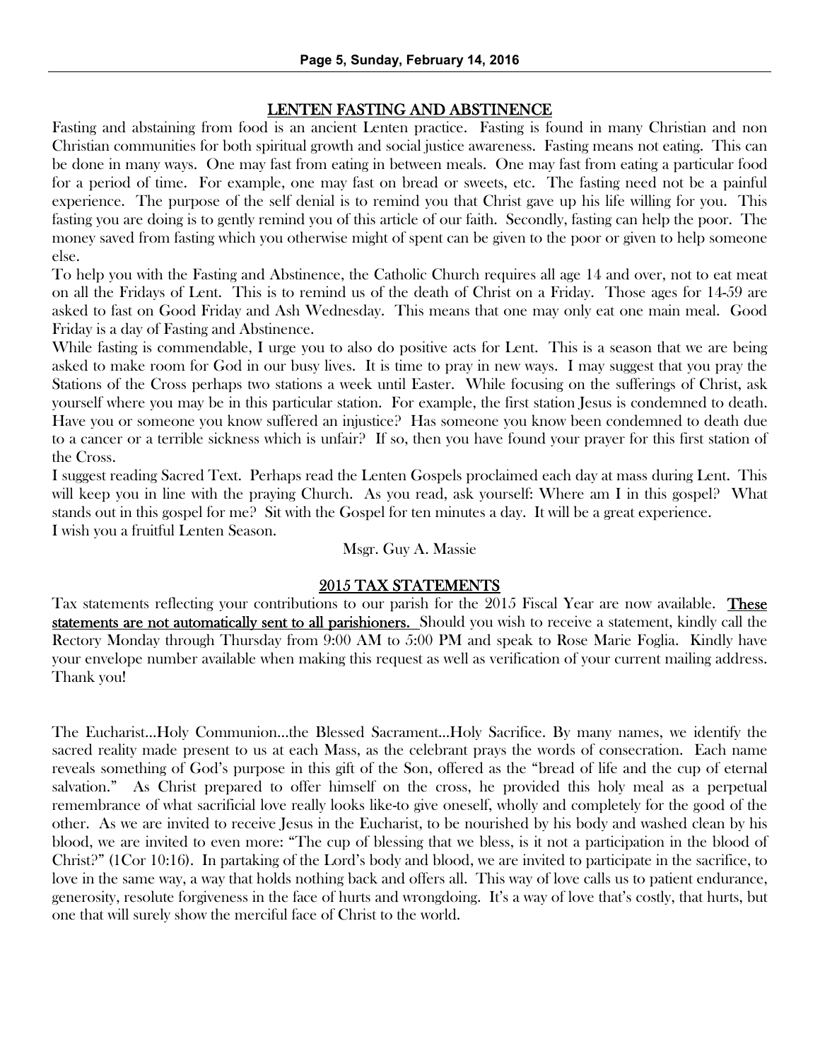## LENTEN FASTING AND ABSTINENCE

Fasting and abstaining from food is an ancient Lenten practice. Fasting is found in many Christian and non Christian communities for both spiritual growth and social justice awareness. Fasting means not eating. This can be done in many ways. One may fast from eating in between meals. One may fast from eating a particular food for a period of time. For example, one may fast on bread or sweets, etc. The fasting need not be a painful experience. The purpose of the self denial is to remind you that Christ gave up his life willing for you. This fasting you are doing is to gently remind you of this article of our faith. Secondly, fasting can help the poor. The money saved from fasting which you otherwise might of spent can be given to the poor or given to help someone else.

To help you with the Fasting and Abstinence, the Catholic Church requires all age 14 and over, not to eat meat on all the Fridays of Lent. This is to remind us of the death of Christ on a Friday. Those ages for 14-59 are asked to fast on Good Friday and Ash Wednesday. This means that one may only eat one main meal. Good Friday is a day of Fasting and Abstinence.

While fasting is commendable, I urge you to also do positive acts for Lent. This is a season that we are being asked to make room for God in our busy lives. It is time to pray in new ways. I may suggest that you pray the Stations of the Cross perhaps two stations a week until Easter. While focusing on the sufferings of Christ, ask yourself where you may be in this particular station. For example, the first station Jesus is condemned to death. Have you or someone you know suffered an injustice? Has someone you know been condemned to death due to a cancer or a terrible sickness which is unfair? If so, then you have found your prayer for this first station of the Cross.

I suggest reading Sacred Text. Perhaps read the Lenten Gospels proclaimed each day at mass during Lent. This will keep you in line with the praying Church. As you read, ask yourself: Where am I in this gospel? What stands out in this gospel for me? Sit with the Gospel for ten minutes a day. It will be a great experience.

I wish you a fruitful Lenten Season.

Msgr. Guy A. Massie

## 2015 TAX STATEMENTS

Tax statements reflecting your contributions to our parish for the 2015 Fiscal Year are now available. **These statements are not automatically sent to all parishioners.** Should you wish to receive a statement, kindly call the Rectory Monday through Thursday from 9:00 AM to 5:00 PM and speak to Rose Marie Foglia. Kindly have your envelope number available when making this request as well as verification of your current mailing address. Thank you!

The Eucharist...Holy Communion...the Blessed Sacrament...Holy Sacrifice. By many names, we identify the sacred reality made present to us at each Mass, as the celebrant prays the words of consecration. Each name reveals something of God's purpose in this gift of the Son, offered as the "bread of life and the cup of eternal salvation." As Christ prepared to offer himself on the cross, he provided this holy meal as a perpetual remembrance of what sacrificial love really looks like-to give oneself, wholly and completely for the good of the other. As we are invited to receive Jesus in the Eucharist, to be nourished by his body and washed clean by his blood, we are invited to even more: "The cup of blessing that we bless, is it not a participation in the blood of Christ?" (1Cor 10:16). In partaking of the Lord's body and blood, we are invited to participate in the sacrifice, to love in the same way, a way that holds nothing back and offers all. This way of love calls us to patient endurance, generosity, resolute forgiveness in the face of hurts and wrongdoing. It's a way of love that's costly, that hurts, but one that will surely show the merciful face of Christ to the world.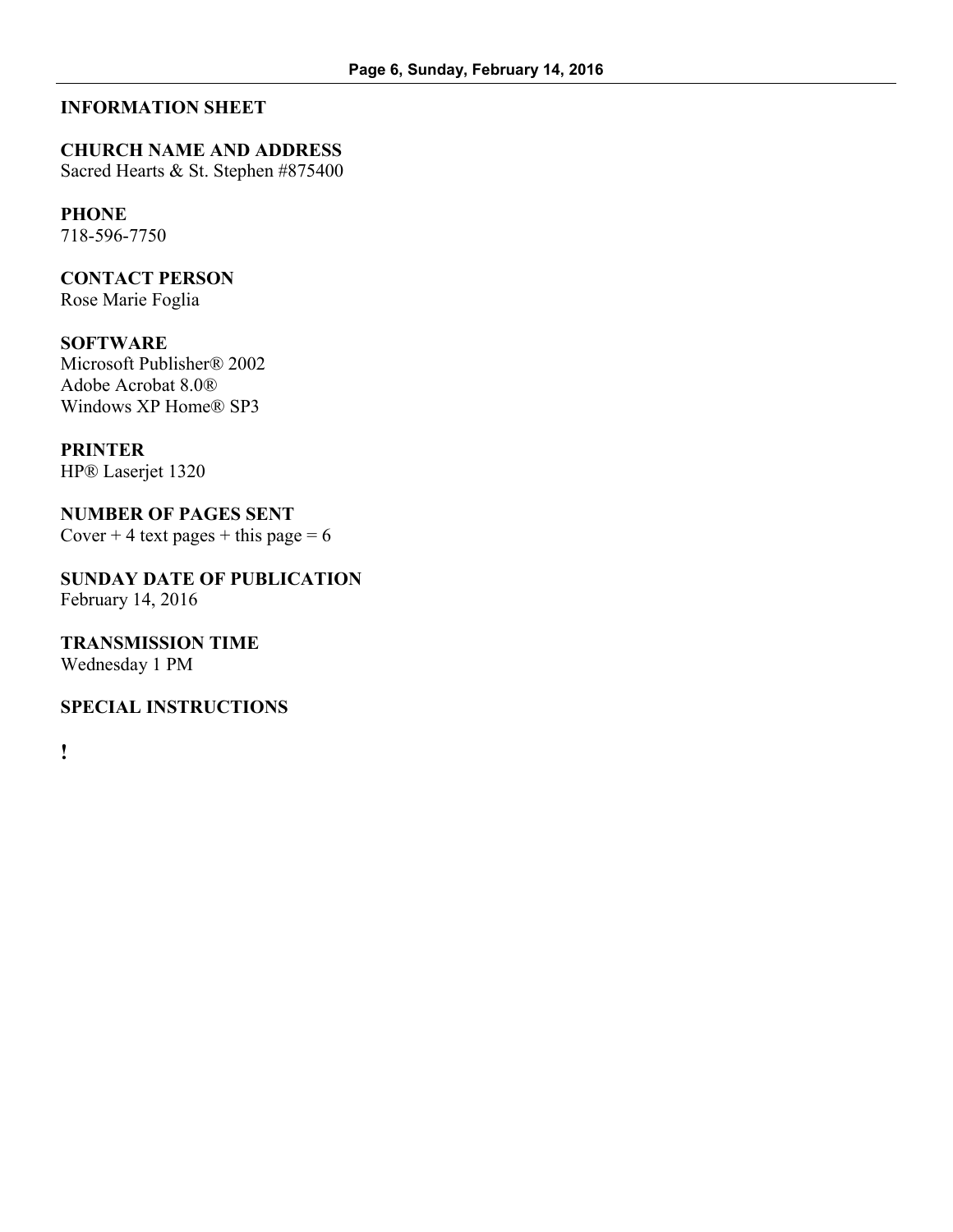**INFORMATION SHEET**

**CHURCH NAME AND ADDRESS**
Sacred Hearts & St. Stephen #875400

**PHONE**
718-596-7750

**CONTACT PERSON**
Rose Marie Foglia

**SOFTWARE**
Microsoft Publisher® 2002
Adobe Acrobat 8.0®
Windows XP Home® SP3

**PRINTER**
HP® Laserjet 1320

**NUMBER OF PAGES SENT**
Cover + 4 text pages + this page = 6

**SUNDAY DATE OF PUBLICATION**
February 14, 2016

**TRANSMISSION TIME**
Wednesday 1 PM

**SPECIAL INSTRUCTIONS**

**!**